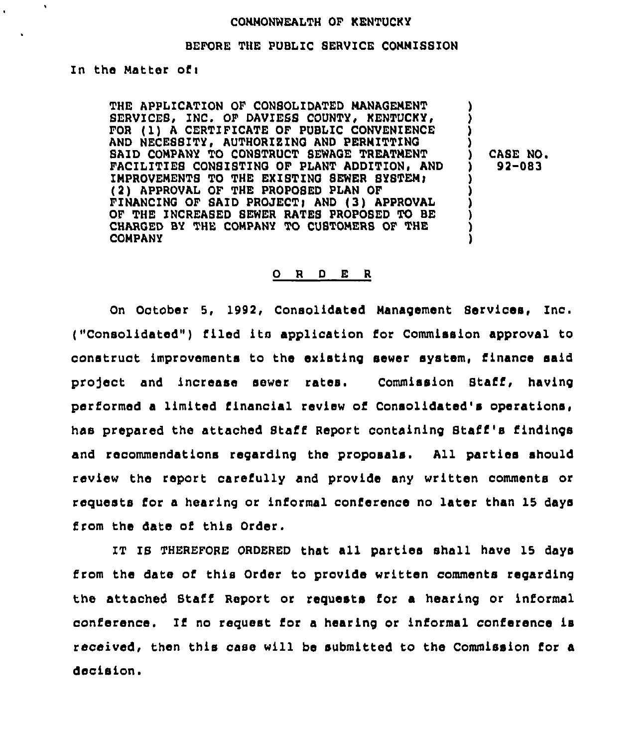COMMONWEALTH OF KENTUCKY

BEFORE THE PUBLIC SERVICE COMMISSION

In the Matter of:

| | |
|---|---|
| THE APPLICATION OF CONSOLIDATED MANAGEMENT SERVICES, INC. OF DAVIESS COUNTY, KENTUCKY, FOR (1) A CERTIFICATE OF PUBLIC CONVENIENCE AND NECESSITY, AUTHORIZING AND PERMITTING SAID COMPANY TO CONSTRUCT SEWAGE TREATMENT FACILITIES CONSISTING OF PLANT ADDITION, AND IMPROVEMENTS TO THE EXISTING SEWER SYSTEM; (2) APPROVAL OF THE PROPOSED PLAN OF FINANCING OF SAID PROJECT; AND (3) APPROVAL OF THE INCREASED SEWER RATES PROPOSED TO BE CHARGED BY THE COMPANY TO CUSTOMERS OF THE COMPANY | CASE NO. 92-083 |

## O R D E R

On October 5, 1992, Consolidated Management Services, Inc. ("Consolidated") filed its application for Commission approval to construct improvements to the existing sewer system, finance said project and increase sewer rates. Commission Staff, having performed a limited financial review of Consolidated's operations, has prepared the attached Staff Report containing Staff's findings and recommendations regarding the proposals. All parties should review the report carefully and provide any written comments or requests for a hearing or informal conference no later than 15 days from the date of this Order.

IT IS THEREFORE ORDERED that all parties shall have 15 days from the date of this Order to provide written comments regarding the attached Staff Report or requests for a hearing or informal conference. If no request for a hearing or informal conference is received, then this case will be submitted to the Commission for a decision.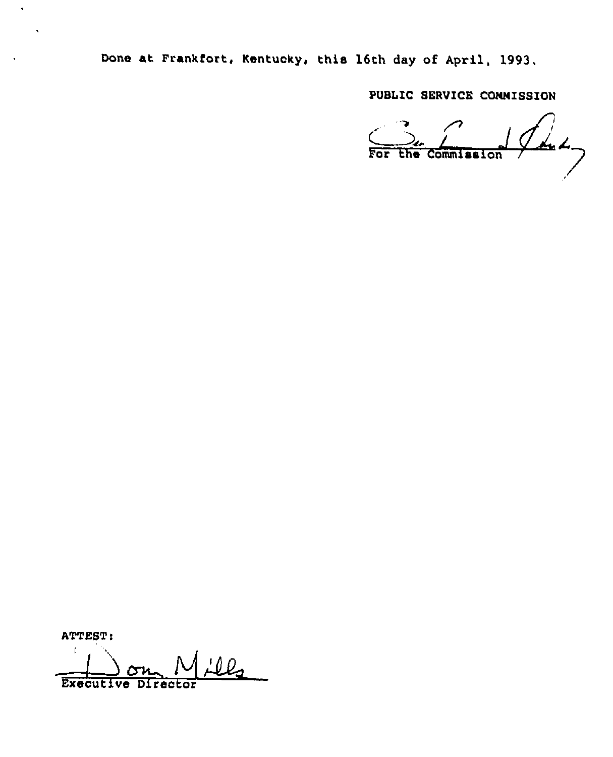Done at Frankfort, Kentucky, this 16th day of April, 1993.

PUBLIC SERVICE COMMISSION

For the Commission

ATTEST:

Executive Director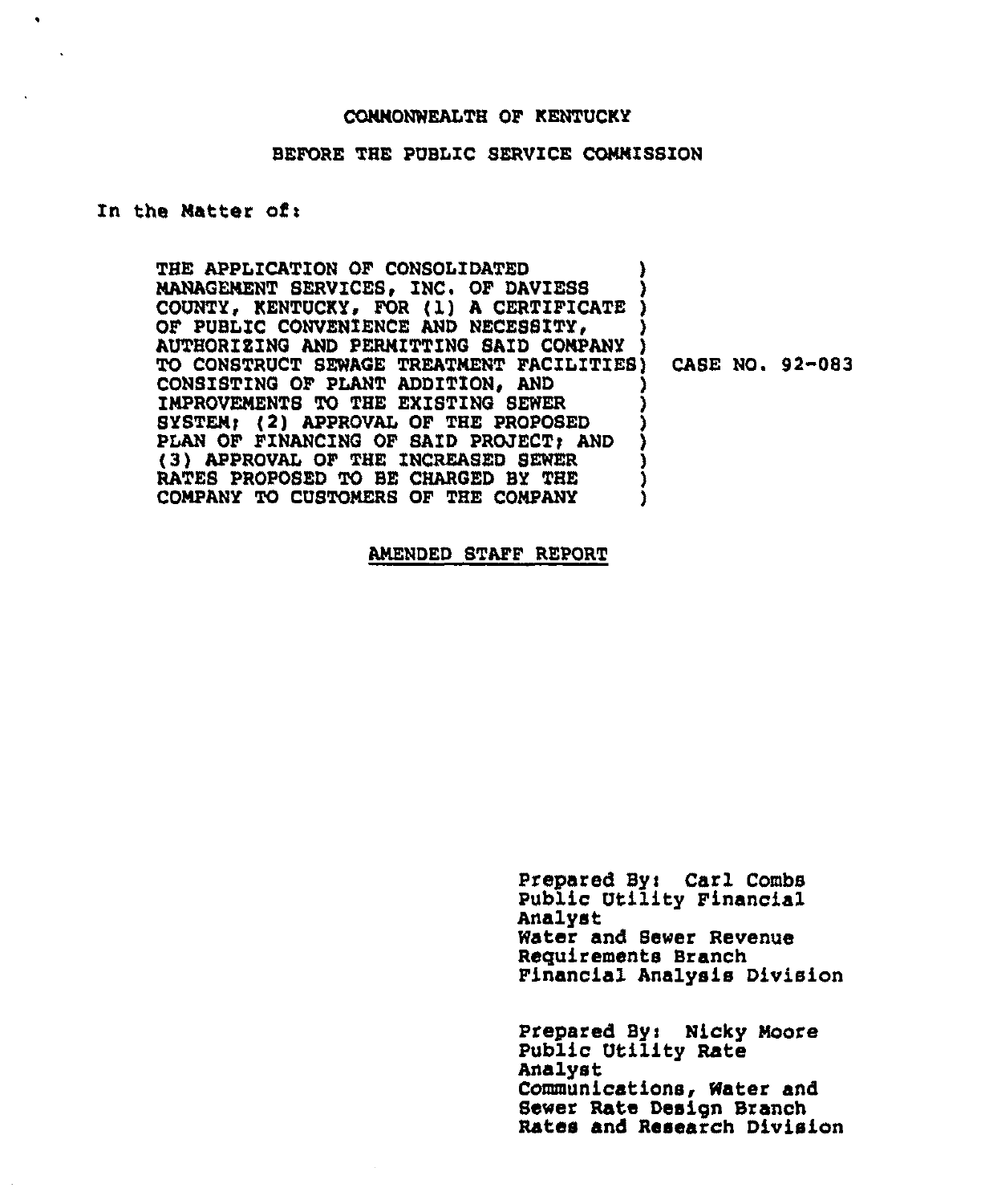COMMONWEALTH OF KENTUCKY

BEFORE THE PUBLIC SERVICE COMMISSION

In the Matter of:

| | |
|---|---|
| THE APPLICATION OF CONSOLIDATED MANAGEMENT SERVICES, INC. OF DAVIESS COUNTY, KENTUCKY, FOR (1) A CERTIFICATE OF PUBLIC CONVENIENCE AND NECESSITY, AUTHORIZING AND PERMITTING SAID COMPANY TO CONSTRUCT SEWAGE TREATMENT FACILITIES CONSISTING OF PLANT ADDITION, AND IMPROVEMENTS TO THE EXISTING SEWER SYSTEM; (2) APPROVAL OF THE PROPOSED PLAN OF FINANCING OF SAID PROJECT; AND (3) APPROVAL OF THE INCREASED SEWER RATES PROPOSED TO BE CHARGED BY THE COMPANY TO CUSTOMERS OF THE COMPANY | CASE NO. 92-083 |

AMENDED STAFF REPORT

Prepared By: Carl Combs
Public Utility Financial Analyst
Water and Sewer Revenue Requirements Branch
Financial Analysis Division

Prepared By: Nicky Moore
Public Utility Rate Analyst
Communications, Water and Sewer Rate Design Branch
Rates and Research Division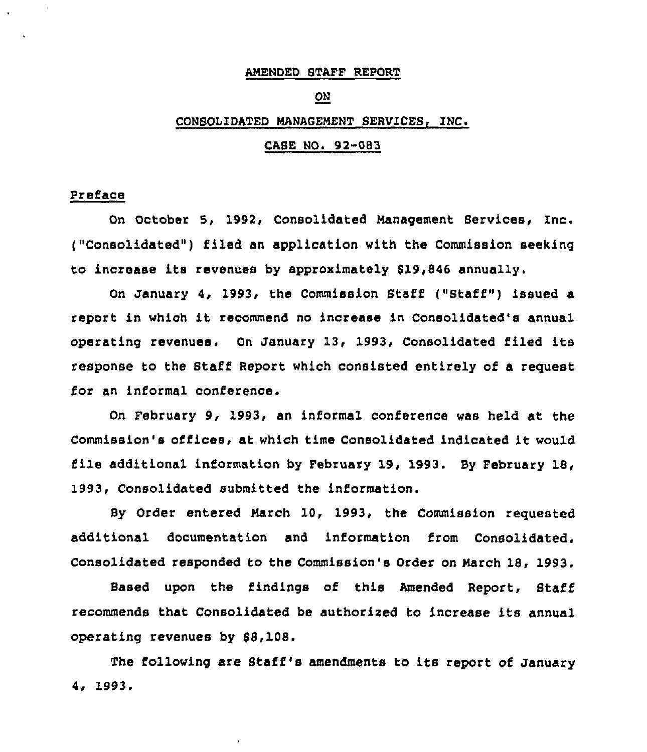# AMENDED STAFF REPORT

## ON

## CONSOLIDATED MANAGEMENT SERVICES, INC.

## CASE NO. 92-083

Preface

On October 5, 1992, Consolidated Management Services, Inc. ("Consolidated") filed an application with the Commission seeking to increase its revenues by approximately $19,846 annually.

On January 4, 1993, the Commission Staff ("Staff") issued a report in which it recommend no increase in Consolidated's annual operating revenues. On January 13, 1993, Consolidated filed its response to the Staff Report which consisted entirely of a request for an informal conference.

On February 9, 1993, an informal conference was held at the Commission's offices, at which time Consolidated indicated it would file additional information by February 19, 1993. By February 18, 1993, Consolidated submitted the information.

By Order entered March 10, 1993, the Commission requested additional documentation and information from Consolidated. Consolidated responded to the Commission's Order on March 18, 1993.

Based upon the findings of this Amended Report, Staff recommends that Consolidated be authorized to increase its annual operating revenues by $8,108.

The following are Staff's amendments to its report of January 4, 1993.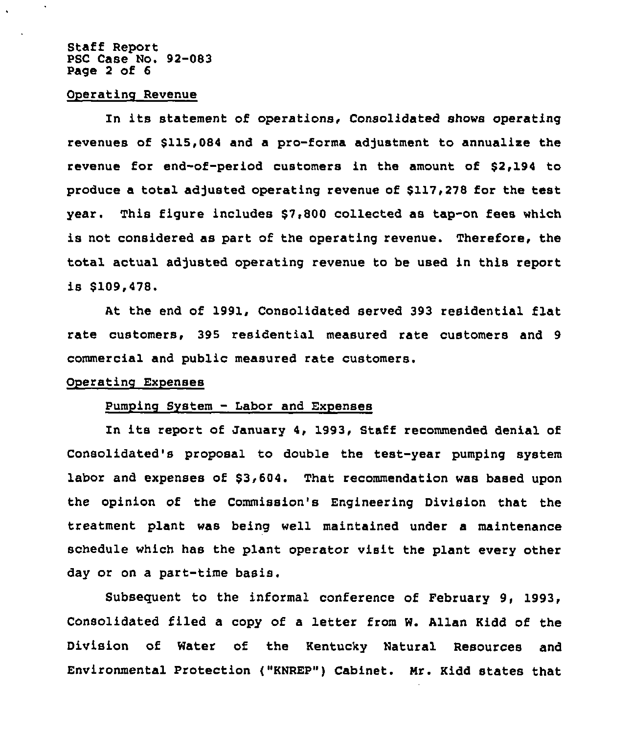## Operating Revenue

In its statement of operations, Consolidated shows operating revenues of $115,084 and a pro-forma adjustment to annualize the revenue for end-of-period customers in the amount of $2,194 to produce a total adjusted operating revenue of $117,278 for the test year. This figure includes $7,800 collected as tap-on fees which is not considered as part of the operating revenue. Therefore, the total actual adjusted operating revenue to be used in this report is $109,478.

At the end of 1991, Consolidated served 393 residential flat rate customers, 395 residential measured rate customers and 9 commercial and public measured rate customers.

## Operating Expenses

### Pumping System - Labor and Expenses

In its report of January 4, 1993, Staff recommended denial of Consolidated's proposal to double the test-year pumping system labor and expenses of $3,604. That recommendation was based upon the opinion of the Commission's Engineering Division that the treatment plant was being well maintained under a maintenance schedule which has the plant operator visit the plant every other day or on a part-time basis.

Subsequent to the informal conference of February 9, 1993, Consolidated filed a copy of a letter from W. Allan Kidd of the Division of Water of the Kentucky Natural Resources and Environmental Protection ("KNREP") Cabinet. Mr. Kidd states that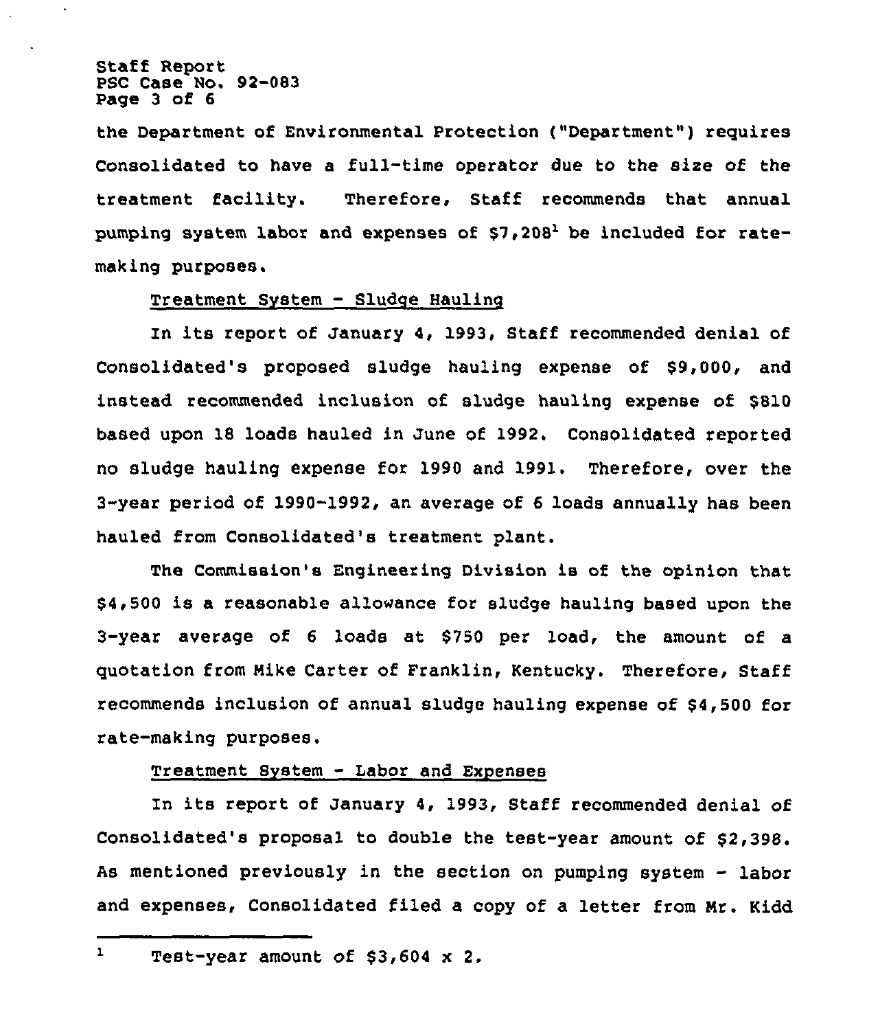the Department of Environmental Protection ("Department") requires Consolidated to have a full-time operator due to the size of the treatment facility. Therefore, Staff recommends that annual pumping system labor and expenses of $7,208[1] be included for rate-making purposes.

Treatment System - Sludge Hauling

In its report of January 4, 1993, Staff recommended denial of Consolidated's proposed sludge hauling expense of $9,000, and instead recommended inclusion of sludge hauling expense of $810 based upon 18 loads hauled in June of 1992. Consolidated reported no sludge hauling expense for 1990 and 1991. Therefore, over the 3-year period of 1990-1992, an average of 6 loads annually has been hauled from Consolidated's treatment plant.

The Commission's Engineering Division is of the opinion that $4,500 is a reasonable allowance for sludge hauling based upon the 3-year average of 6 loads at $750 per load, the amount of a quotation from Mike Carter of Franklin, Kentucky. Therefore, Staff recommends inclusion of annual sludge hauling expense of $4,500 for rate-making purposes.

Treatment System - Labor and Expenses

In its report of January 4, 1993, Staff recommended denial of Consolidated's proposal to double the test-year amount of $2,398. As mentioned previously in the section on pumping system - labor and expenses, Consolidated filed a copy of a letter from Mr. Kidd

[1] Test-year amount of $3,604 x 2.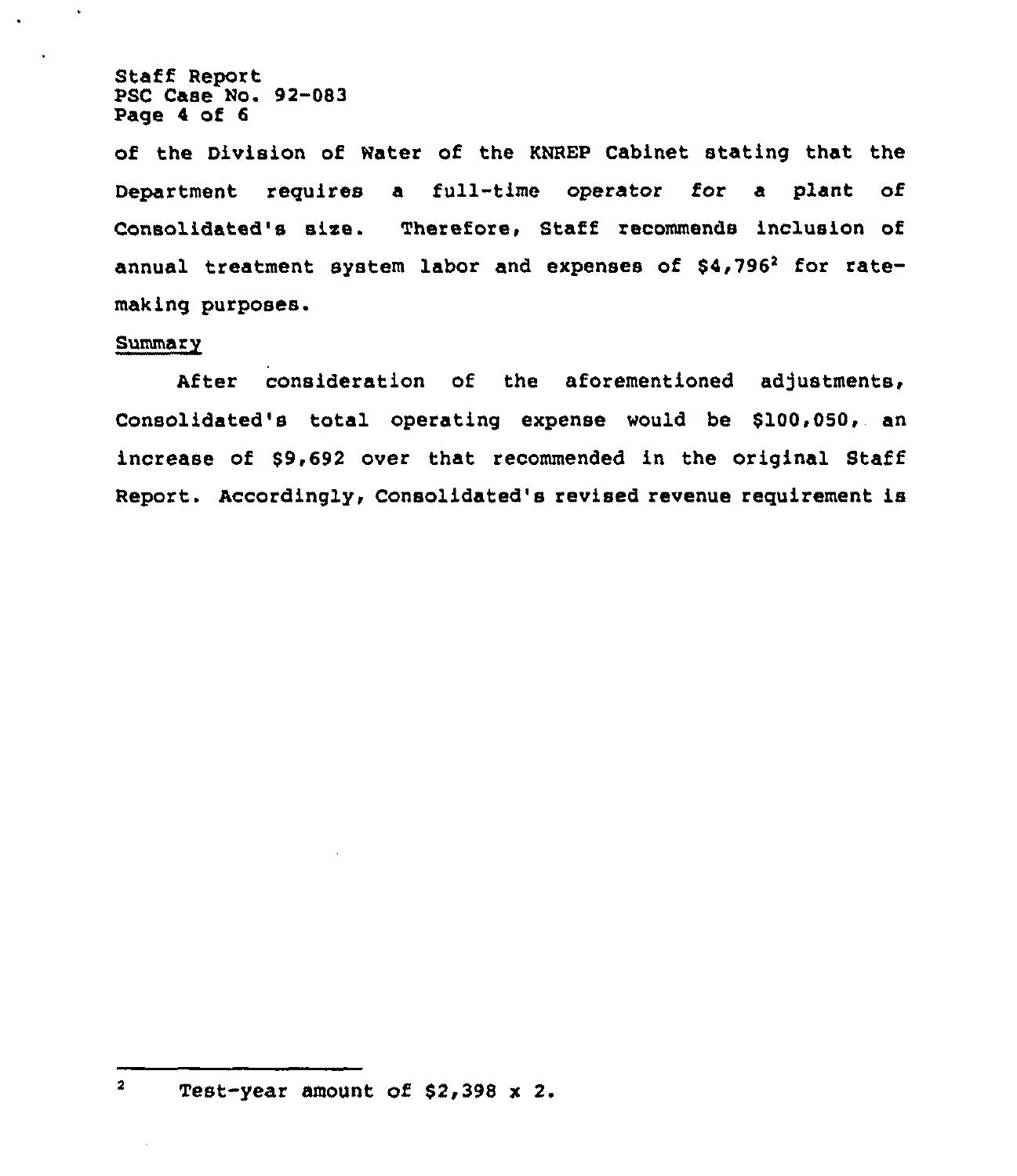of the Division of Water of the KNREP Cabinet stating that the Department requires a full-time operator for a plant of Consolidated's size. Therefore, Staff recommends inclusion of annual treatment system labor and expenses of $4,796[2] for rate-making purposes.

## Summary

After consideration of the aforementioned adjustments, Consolidated's total operating expense would be $100,050, an increase of $9,692 over that recommended in the original Staff Report. Accordingly, Consolidated's revised revenue requirement is

---

[2] Test-year amount of $2,398 x 2.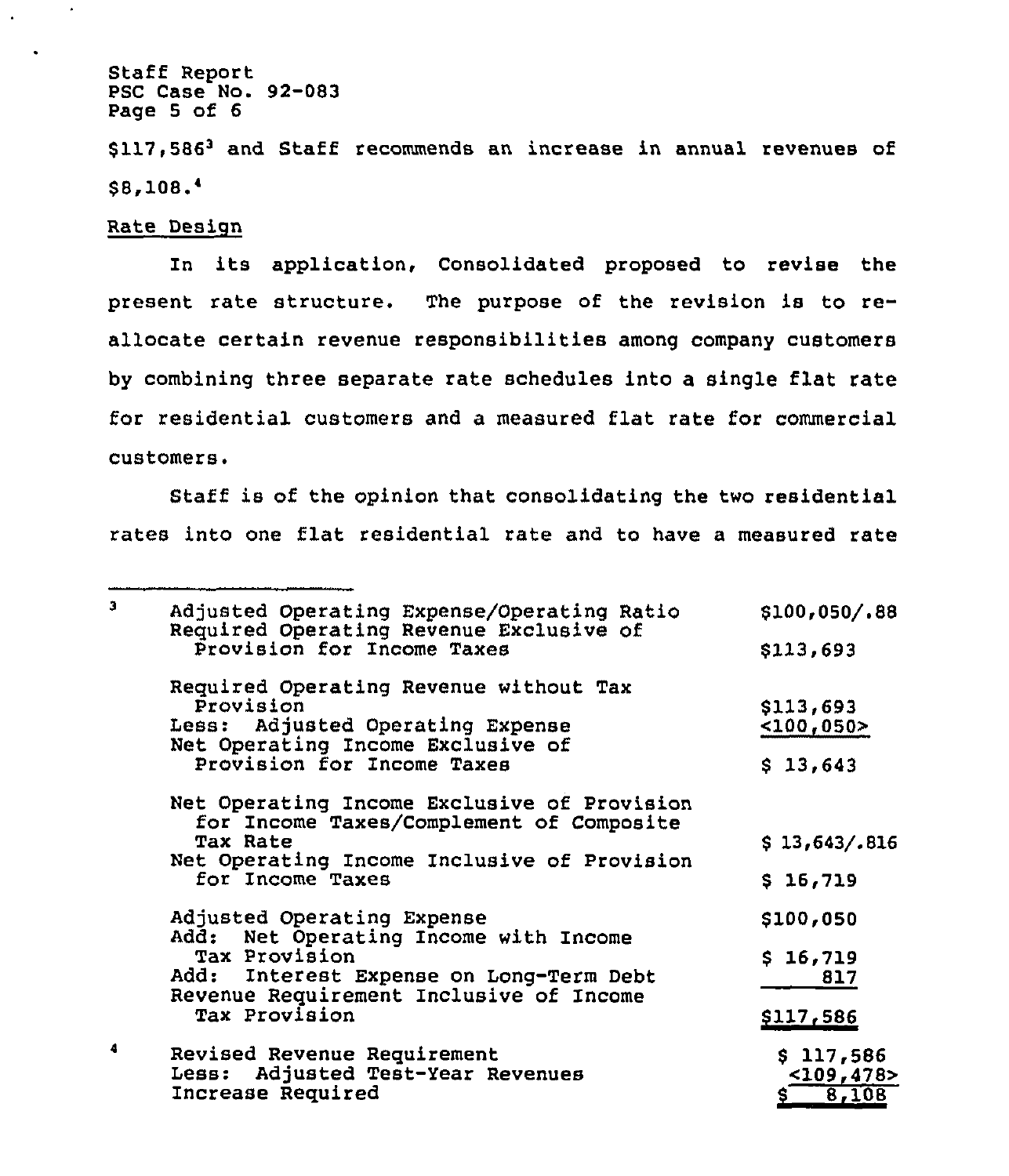$117,586[3] and Staff recommends an increase in annual revenues of $8,108.[4]

Rate Design

In its application, Consolidated proposed to revise the present rate structure. The purpose of the revision is to re-allocate certain revenue responsibilities among company customers by combining three separate rate schedules into a single flat rate for residential customers and a measured flat rate for commercial customers.

Staff is of the opinion that consolidating the two residential rates into one flat residential rate and to have a measured rate

---

[3]

| | |
|---|---|
| Adjusted Operating Expense/Operating Ratio | $100,050/.88 |
| Required Operating Revenue Exclusive of Provision for Income Taxes | $113,693 |
| Required Operating Revenue without Tax Provision | $113,693 |
| Less: Adjusted Operating Expense | <100,050> |
| Net Operating Income Exclusive of Provision for Income Taxes | $ 13,643 |
| Net Operating Income Exclusive of Provision for Income Taxes/Complement of Composite Tax Rate | $ 13,643/.816 |
| Net Operating Income Inclusive of Provision for Income Taxes | $ 16,719 |
| Adjusted Operating Expense | $100,050 |
| Add: Net Operating Income with Income Tax Provision | $ 16,719 |
| Add: Interest Expense on Long-Term Debt | 817 |
| Revenue Requirement Inclusive of Income Tax Provision | $117,586 |

[4]

| | |
|---|---|
| Revised Revenue Requirement | $ 117,586 |
| Less: Adjusted Test-Year Revenues | <109,478> |
| Increase Required | $ 8,108 |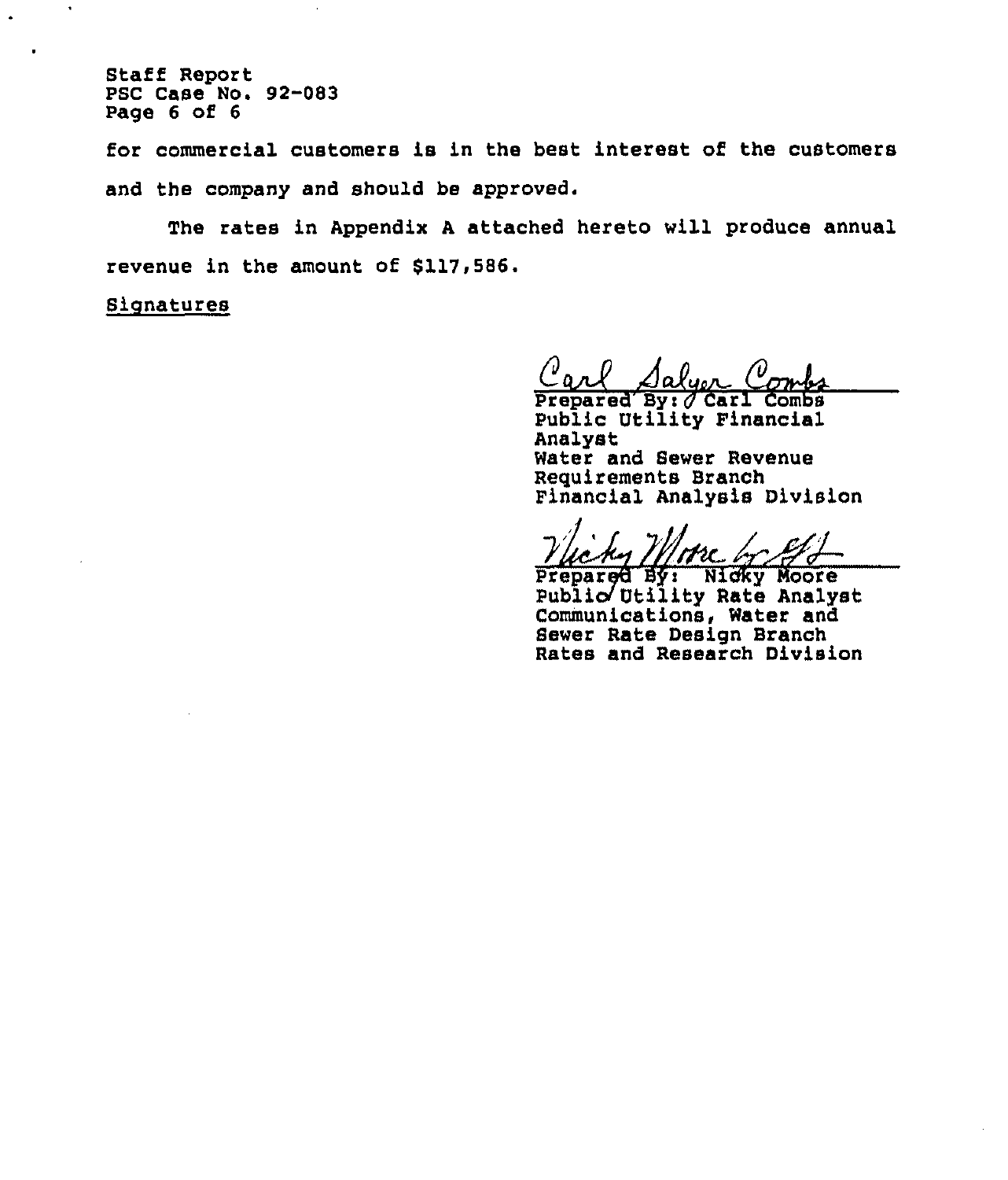for commercial customers is in the best interest of the customers and the company and should be approved.

The rates in Appendix A attached hereto will produce annual revenue in the amount of $117,586.

Signatures

Carl Salyer Combs
Prepared By: Carl Combs
Public Utility Financial Analyst
Water and Sewer Revenue Requirements Branch
Financial Analysis Division

Nicky Moore by GJ
Prepared By: Nicky Moore
Public Utility Rate Analyst
Communications, Water and Sewer Rate Design Branch
Rates and Research Division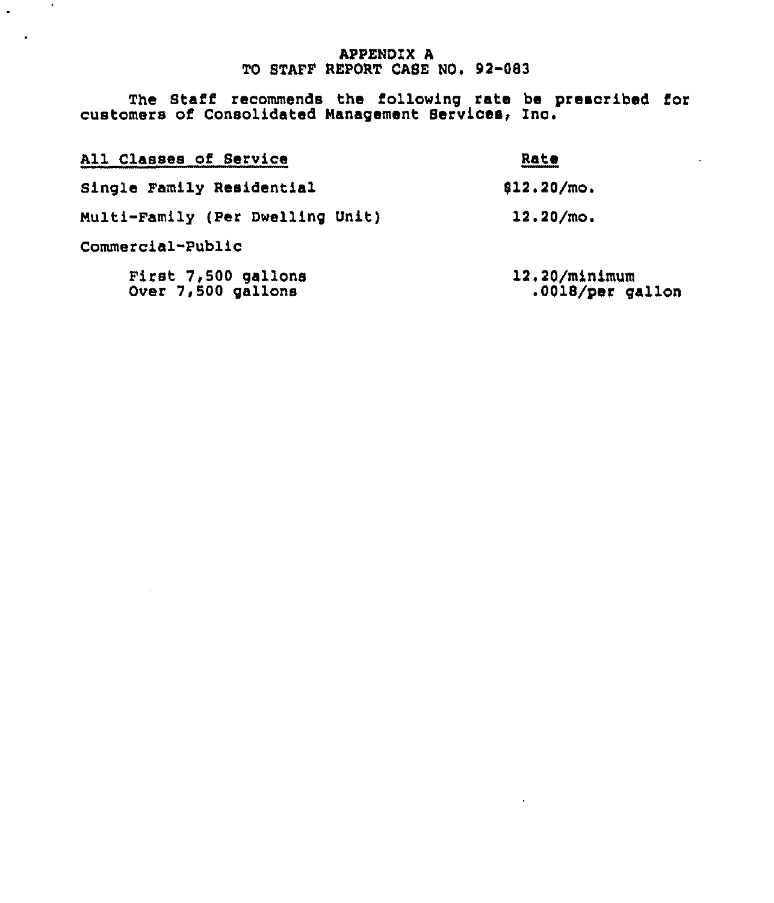# APPENDIX A
## TO STAFF REPORT CASE NO. 92-083

The Staff recommends the following rate be prescribed for customers of Consolidated Management Services, Inc.

| All Classes of Service | Rate |
|---|---|
| Single Family Residential | $12.20/mo. |
| Multi-Family (Per Dwelling Unit) | 12.20/mo. |
| Commercial-Public | |
| First 7,500 gallons | 12.20/minimum |
| Over 7,500 gallons | .0018/per gallon |